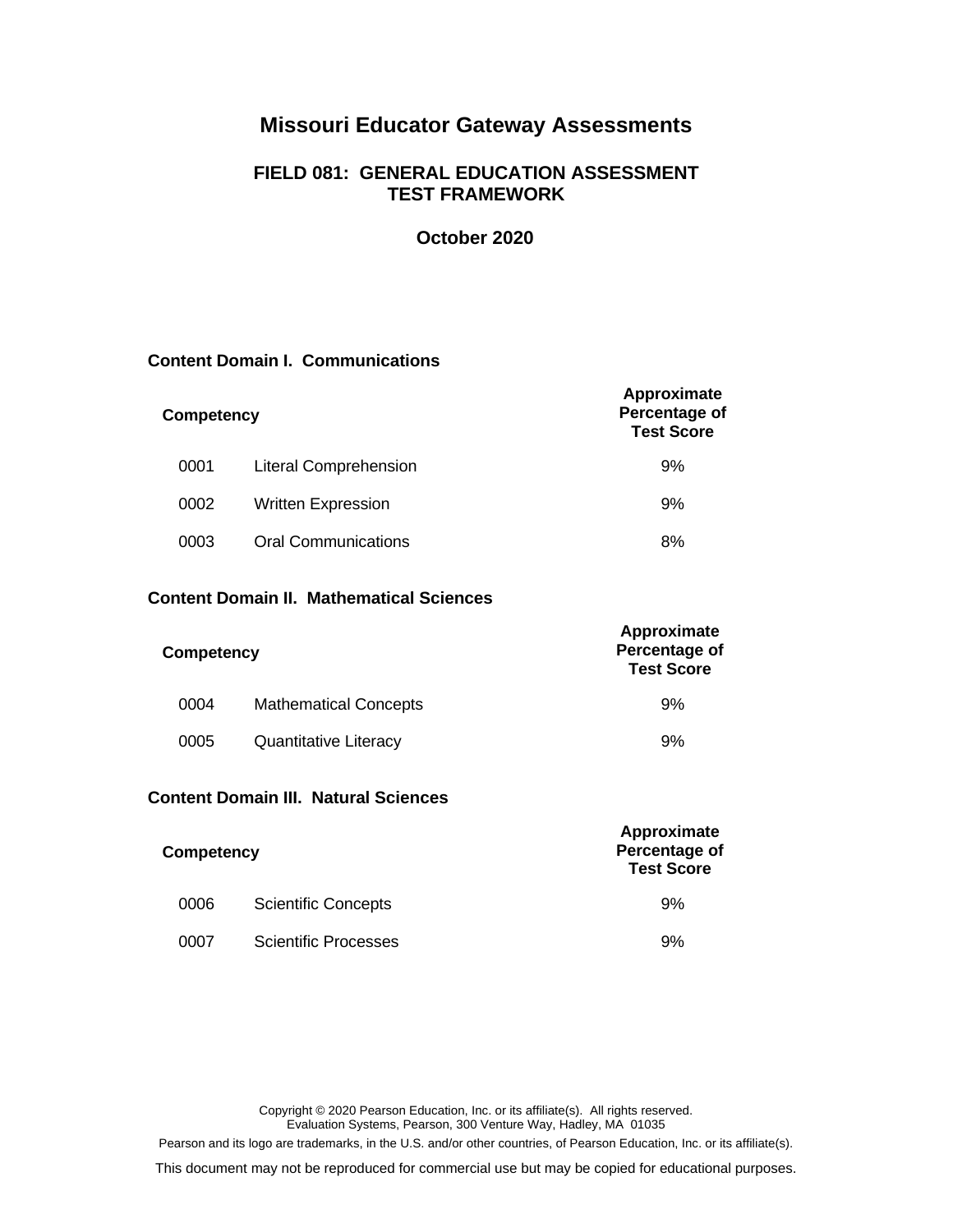# Missouri Educator Gateway Assessments

## FIELD 081: GENERAL EDUCATION ASSESSMENT TEST FRAMEWORK

**October 2020**

### Content Domain I. Communications

| Competency | | Approximate Percentage of Test Score |
|---|---|---|
| 0001 | Literal Comprehension | 9% |
| 0002 | Written Expression | 9% |
| 0003 | Oral Communications | 8% |

### Content Domain II. Mathematical Sciences

| Competency | | Approximate Percentage of Test Score |
|---|---|---|
| 0004 | Mathematical Concepts | 9% |
| 0005 | Quantitative Literacy | 9% |

### Content Domain III. Natural Sciences

| Competency | | Approximate Percentage of Test Score |
|---|---|---|
| 0006 | Scientific Concepts | 9% |
| 0007 | Scientific Processes | 9% |

Copyright © 2020 Pearson Education, Inc. or its affiliate(s). All rights reserved.
Evaluation Systems, Pearson, 300 Venture Way, Hadley, MA 01035

Pearson and its logo are trademarks, in the U.S. and/or other countries, of Pearson Education, Inc. or its affiliate(s).

This document may not be reproduced for commercial use but may be copied for educational purposes.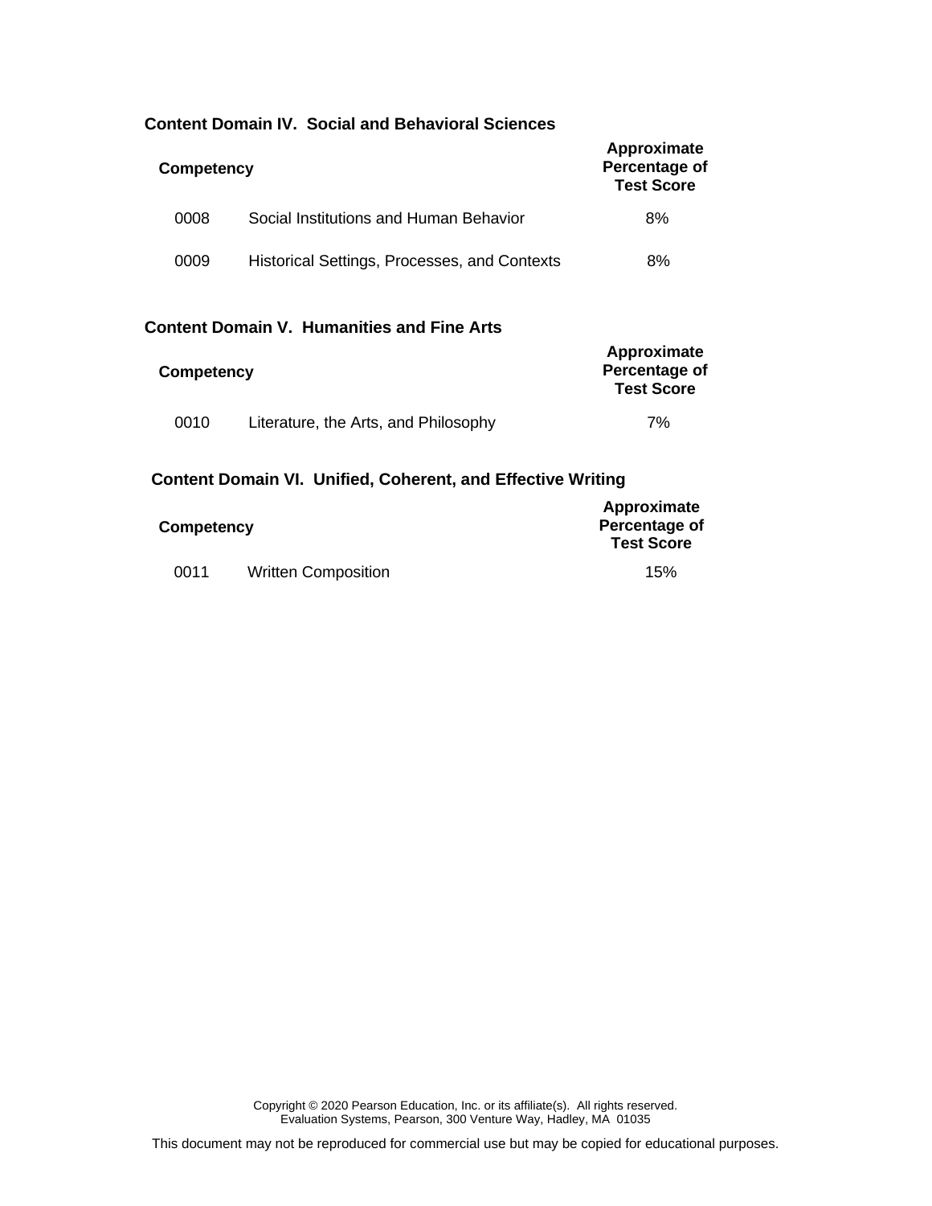### Content Domain IV. Social and Behavioral Sciences

| Competency | | Approximate Percentage of Test Score |
|---|---|---|
| 0008 | Social Institutions and Human Behavior | 8% |
| 0009 | Historical Settings, Processes, and Contexts | 8% |

### Content Domain V. Humanities and Fine Arts

| Competency | | Approximate Percentage of Test Score |
|---|---|---|
| 0010 | Literature, the Arts, and Philosophy | 7% |

### Content Domain VI. Unified, Coherent, and Effective Writing

| Competency | | Approximate Percentage of Test Score |
|---|---|---|
| 0011 | Written Composition | 15% |

Copyright © 2020 Pearson Education, Inc. or its affiliate(s). All rights reserved.
Evaluation Systems, Pearson, 300 Venture Way, Hadley, MA 01035

This document may not be reproduced for commercial use but may be copied for educational purposes.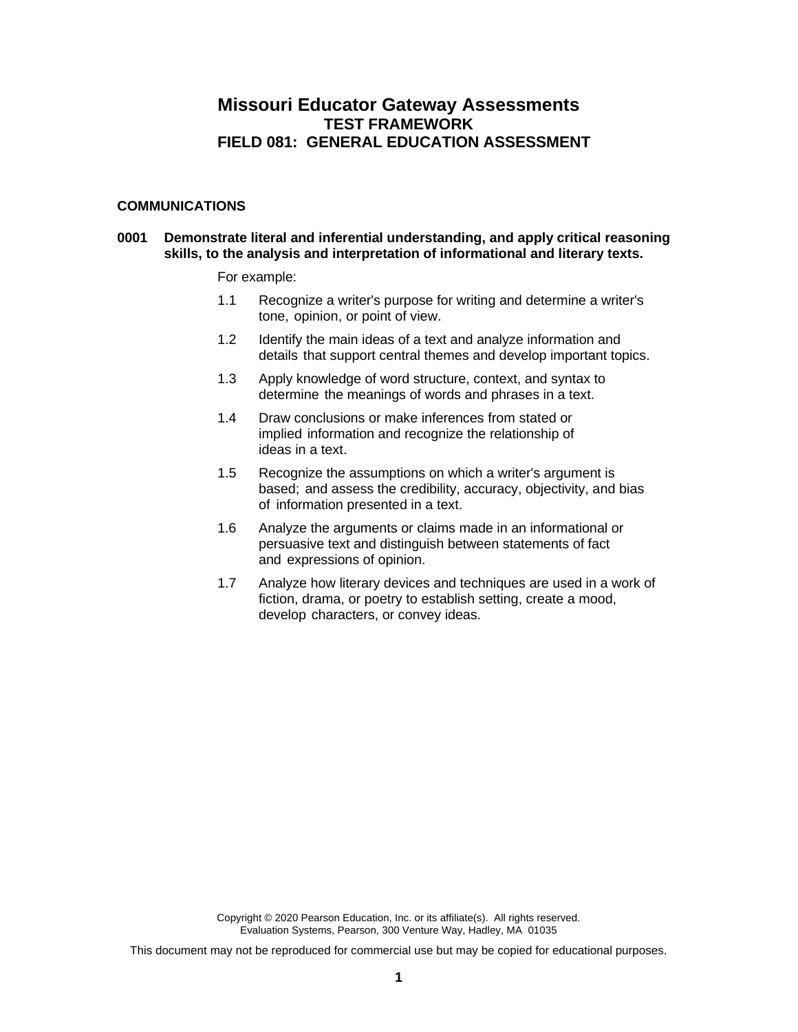# Missouri Educator Gateway Assessments
## TEST FRAMEWORK
## FIELD 081: GENERAL EDUCATION ASSESSMENT

### COMMUNICATIONS

**0001 Demonstrate literal and inferential understanding, and apply critical reasoning skills, to the analysis and interpretation of informational and literary texts.**

For example:

1.1 Recognize a writer's purpose for writing and determine a writer's tone, opinion, or point of view.

1.2 Identify the main ideas of a text and analyze information and details that support central themes and develop important topics.

1.3 Apply knowledge of word structure, context, and syntax to determine the meanings of words and phrases in a text.

1.4 Draw conclusions or make inferences from stated or implied information and recognize the relationship of ideas in a text.

1.5 Recognize the assumptions on which a writer's argument is based; and assess the credibility, accuracy, objectivity, and bias of information presented in a text.

1.6 Analyze the arguments or claims made in an informational or persuasive text and distinguish between statements of fact and expressions of opinion.

1.7 Analyze how literary devices and techniques are used in a work of fiction, drama, or poetry to establish setting, create a mood, develop characters, or convey ideas.

Copyright © 2020 Pearson Education, Inc. or its affiliate(s). All rights reserved.
Evaluation Systems, Pearson, 300 Venture Way, Hadley, MA 01035

This document may not be reproduced for commercial use but may be copied for educational purposes.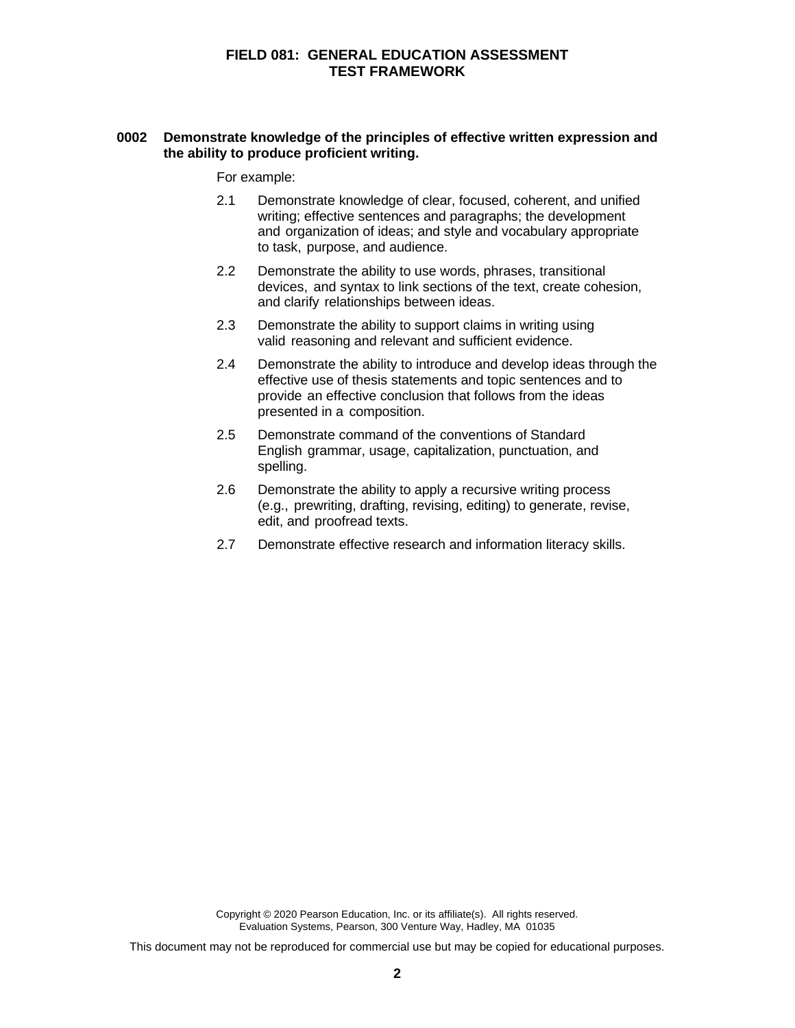**0002 Demonstrate knowledge of the principles of effective written expression and the ability to produce proficient writing.**

For example:

2.1 Demonstrate knowledge of clear, focused, coherent, and unified writing; effective sentences and paragraphs; the development and organization of ideas; and style and vocabulary appropriate to task, purpose, and audience.

2.2 Demonstrate the ability to use words, phrases, transitional devices, and syntax to link sections of the text, create cohesion, and clarify relationships between ideas.

2.3 Demonstrate the ability to support claims in writing using valid reasoning and relevant and sufficient evidence.

2.4 Demonstrate the ability to introduce and develop ideas through the effective use of thesis statements and topic sentences and to provide an effective conclusion that follows from the ideas presented in a composition.

2.5 Demonstrate command of the conventions of Standard English grammar, usage, capitalization, punctuation, and spelling.

2.6 Demonstrate the ability to apply a recursive writing process (e.g., prewriting, drafting, revising, editing) to generate, revise, edit, and proofread texts.

2.7 Demonstrate effective research and information literacy skills.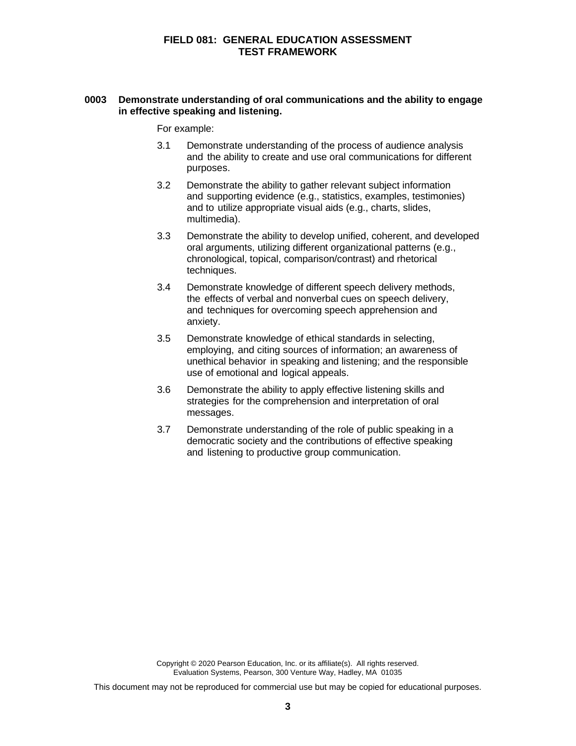**0003 Demonstrate understanding of oral communications and the ability to engage in effective speaking and listening.**

For example:

3.1 Demonstrate understanding of the process of audience analysis and the ability to create and use oral communications for different purposes.

3.2 Demonstrate the ability to gather relevant subject information and supporting evidence (e.g., statistics, examples, testimonies) and to utilize appropriate visual aids (e.g., charts, slides, multimedia).

3.3 Demonstrate the ability to develop unified, coherent, and developed oral arguments, utilizing different organizational patterns (e.g., chronological, topical, comparison/contrast) and rhetorical techniques.

3.4 Demonstrate knowledge of different speech delivery methods, the effects of verbal and nonverbal cues on speech delivery, and techniques for overcoming speech apprehension and anxiety.

3.5 Demonstrate knowledge of ethical standards in selecting, employing, and citing sources of information; an awareness of unethical behavior in speaking and listening; and the responsible use of emotional and logical appeals.

3.6 Demonstrate the ability to apply effective listening skills and strategies for the comprehension and interpretation of oral messages.

3.7 Demonstrate understanding of the role of public speaking in a democratic society and the contributions of effective speaking and listening to productive group communication.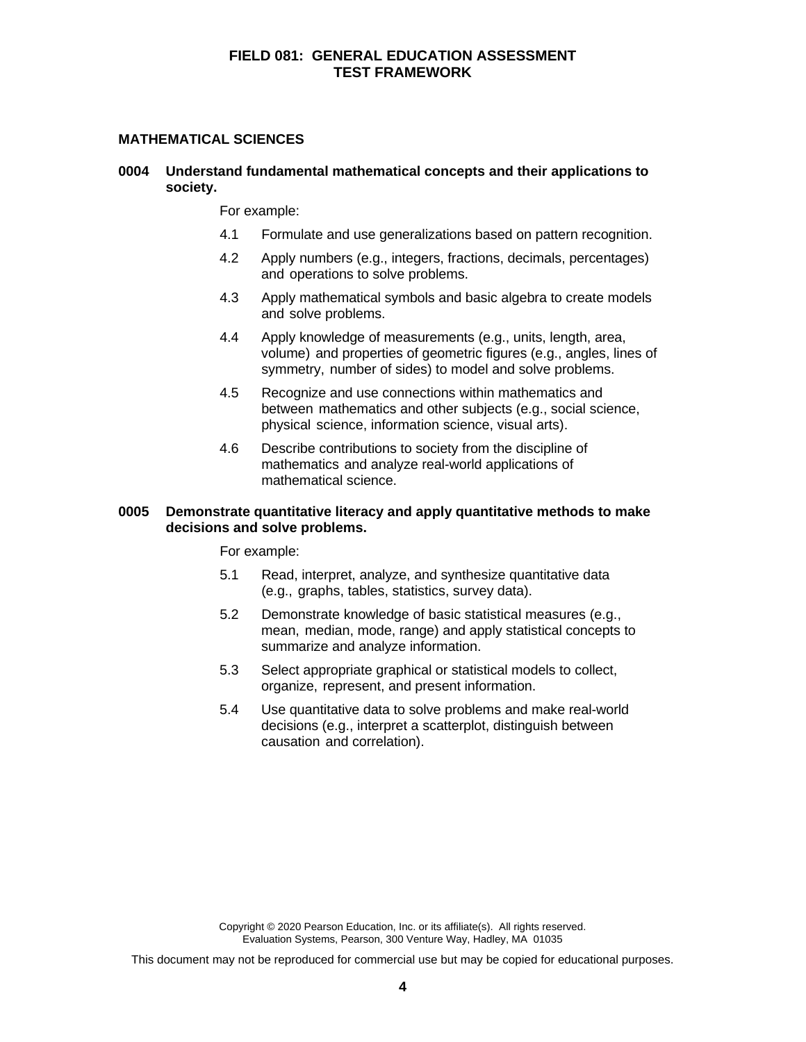## MATHEMATICAL SCIENCES

**0004 Understand fundamental mathematical concepts and their applications to society.**

For example:

4.1 Formulate and use generalizations based on pattern recognition.

4.2 Apply numbers (e.g., integers, fractions, decimals, percentages) and operations to solve problems.

4.3 Apply mathematical symbols and basic algebra to create models and solve problems.

4.4 Apply knowledge of measurements (e.g., units, length, area, volume) and properties of geometric figures (e.g., angles, lines of symmetry, number of sides) to model and solve problems.

4.5 Recognize and use connections within mathematics and between mathematics and other subjects (e.g., social science, physical science, information science, visual arts).

4.6 Describe contributions to society from the discipline of mathematics and analyze real-world applications of mathematical science.

**0005 Demonstrate quantitative literacy and apply quantitative methods to make decisions and solve problems.**

For example:

5.1 Read, interpret, analyze, and synthesize quantitative data (e.g., graphs, tables, statistics, survey data).

5.2 Demonstrate knowledge of basic statistical measures (e.g., mean, median, mode, range) and apply statistical concepts to summarize and analyze information.

5.3 Select appropriate graphical or statistical models to collect, organize, represent, and present information.

5.4 Use quantitative data to solve problems and make real-world decisions (e.g., interpret a scatterplot, distinguish between causation and correlation).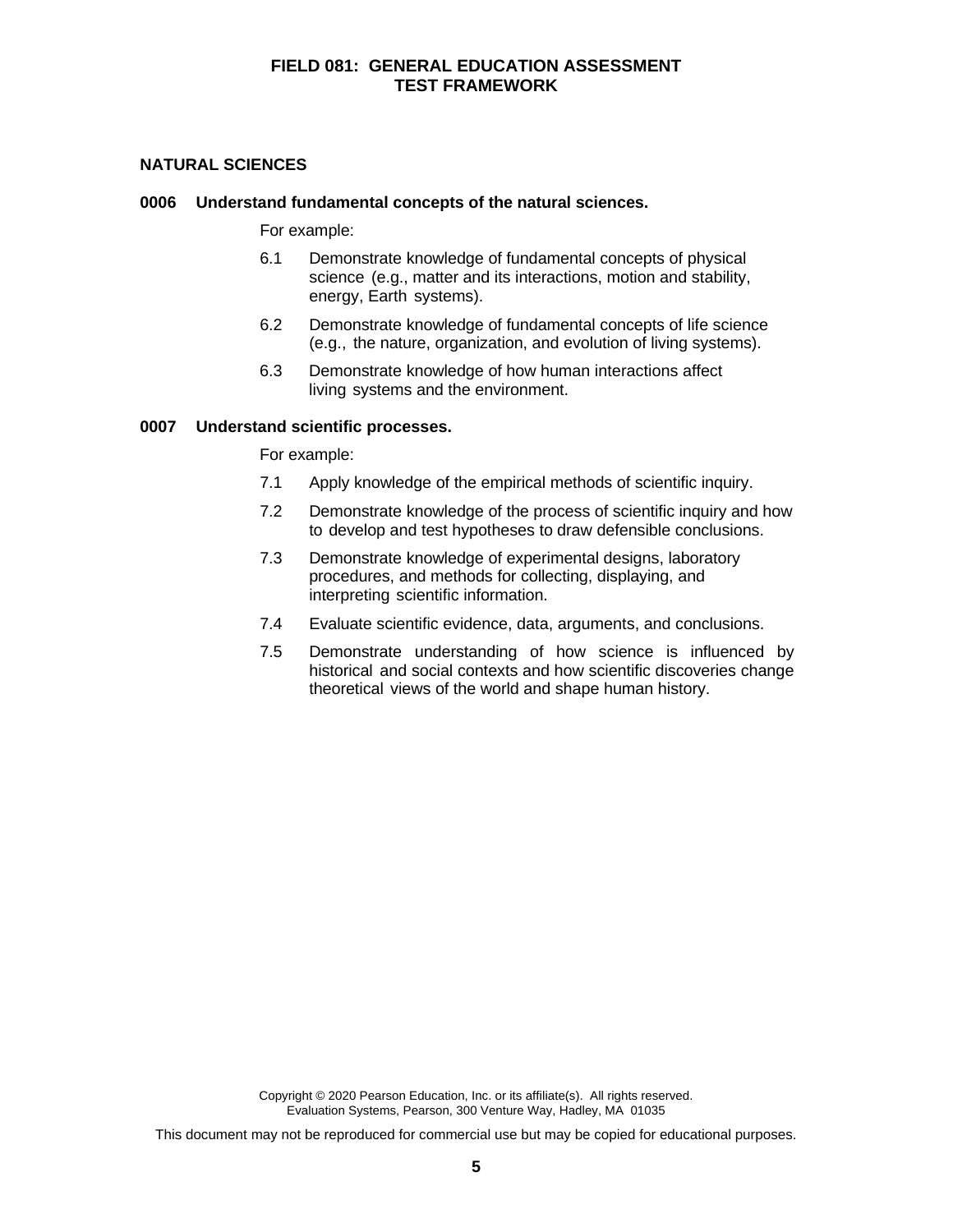## NATURAL SCIENCES

### 0006 Understand fundamental concepts of the natural sciences.

For example:

6.1 Demonstrate knowledge of fundamental concepts of physical science (e.g., matter and its interactions, motion and stability, energy, Earth systems).

6.2 Demonstrate knowledge of fundamental concepts of life science (e.g., the nature, organization, and evolution of living systems).

6.3 Demonstrate knowledge of how human interactions affect living systems and the environment.

### 0007 Understand scientific processes.

For example:

7.1 Apply knowledge of the empirical methods of scientific inquiry.

7.2 Demonstrate knowledge of the process of scientific inquiry and how to develop and test hypotheses to draw defensible conclusions.

7.3 Demonstrate knowledge of experimental designs, laboratory procedures, and methods for collecting, displaying, and interpreting scientific information.

7.4 Evaluate scientific evidence, data, arguments, and conclusions.

7.5 Demonstrate understanding of how science is influenced by historical and social contexts and how scientific discoveries change theoretical views of the world and shape human history.

Copyright © 2020 Pearson Education, Inc. or its affiliate(s). All rights reserved.
Evaluation Systems, Pearson, 300 Venture Way, Hadley, MA 01035

This document may not be reproduced for commercial use but may be copied for educational purposes.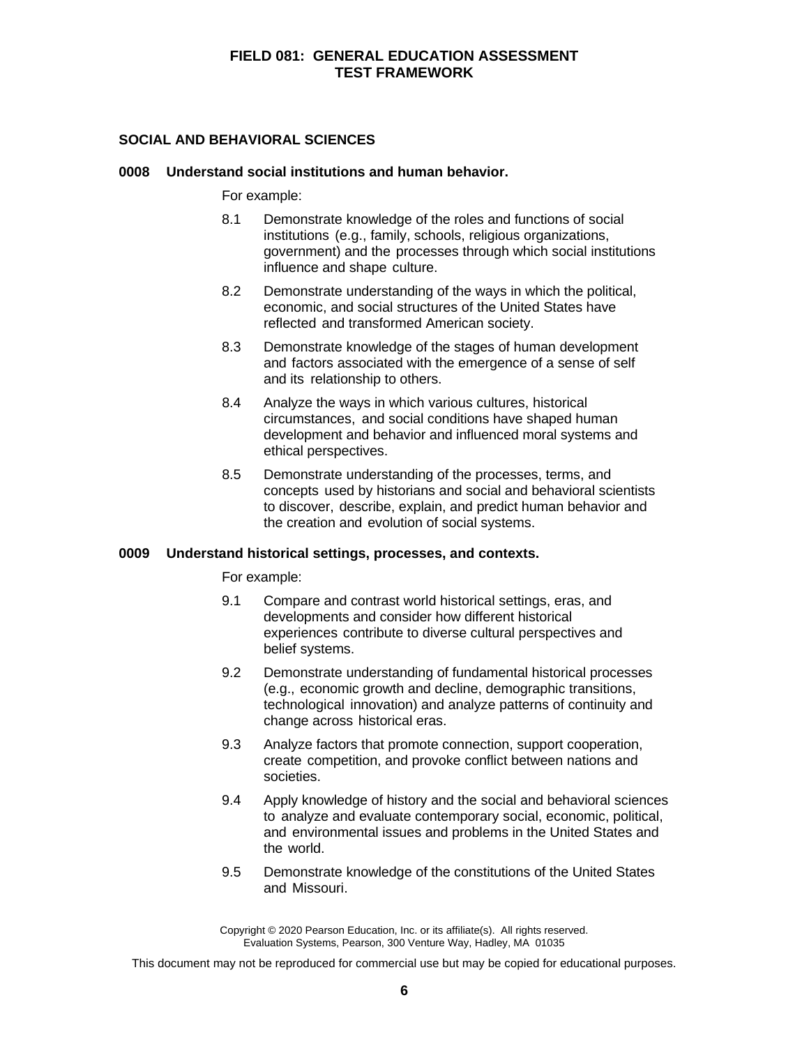## SOCIAL AND BEHAVIORAL SCIENCES

### 0008 Understand social institutions and human behavior.

For example:

8.1 Demonstrate knowledge of the roles and functions of social institutions (e.g., family, schools, religious organizations, government) and the processes through which social institutions influence and shape culture.

8.2 Demonstrate understanding of the ways in which the political, economic, and social structures of the United States have reflected and transformed American society.

8.3 Demonstrate knowledge of the stages of human development and factors associated with the emergence of a sense of self and its relationship to others.

8.4 Analyze the ways in which various cultures, historical circumstances, and social conditions have shaped human development and behavior and influenced moral systems and ethical perspectives.

8.5 Demonstrate understanding of the processes, terms, and concepts used by historians and social and behavioral scientists to discover, describe, explain, and predict human behavior and the creation and evolution of social systems.

### 0009 Understand historical settings, processes, and contexts.

For example:

9.1 Compare and contrast world historical settings, eras, and developments and consider how different historical experiences contribute to diverse cultural perspectives and belief systems.

9.2 Demonstrate understanding of fundamental historical processes (e.g., economic growth and decline, demographic transitions, technological innovation) and analyze patterns of continuity and change across historical eras.

9.3 Analyze factors that promote connection, support cooperation, create competition, and provoke conflict between nations and societies.

9.4 Apply knowledge of history and the social and behavioral sciences to analyze and evaluate contemporary social, economic, political, and environmental issues and problems in the United States and the world.

9.5 Demonstrate knowledge of the constitutions of the United States and Missouri.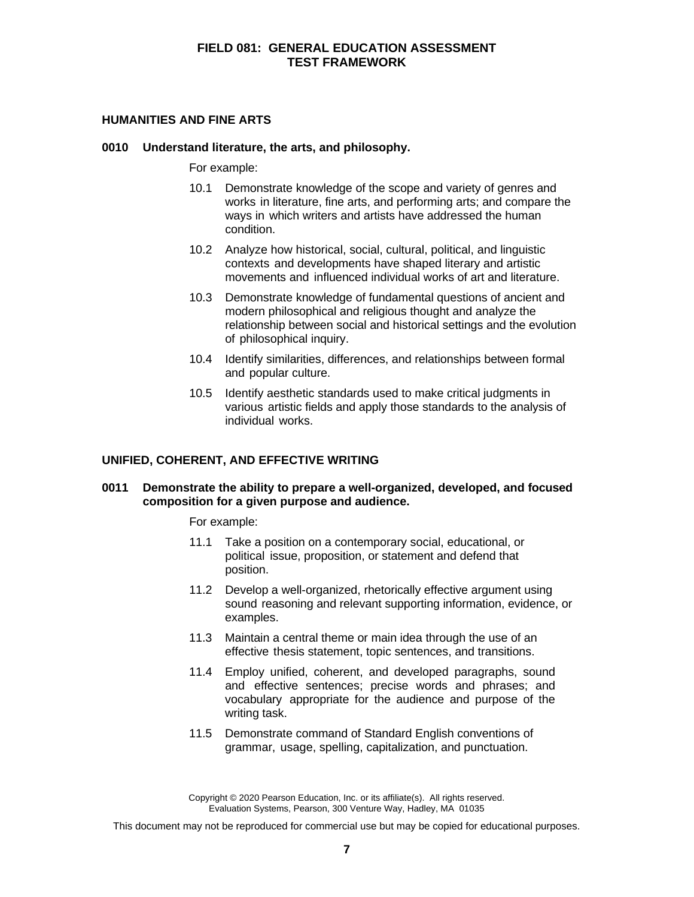# FIELD 081: GENERAL EDUCATION ASSESSMENT TEST FRAMEWORK

## HUMANITIES AND FINE ARTS

### 0010 Understand literature, the arts, and philosophy.

For example:

10.1 Demonstrate knowledge of the scope and variety of genres and works in literature, fine arts, and performing arts; and compare the ways in which writers and artists have addressed the human condition.

10.2 Analyze how historical, social, cultural, political, and linguistic contexts and developments have shaped literary and artistic movements and influenced individual works of art and literature.

10.3 Demonstrate knowledge of fundamental questions of ancient and modern philosophical and religious thought and analyze the relationship between social and historical settings and the evolution of philosophical inquiry.

10.4 Identify similarities, differences, and relationships between formal and popular culture.

10.5 Identify aesthetic standards used to make critical judgments in various artistic fields and apply those standards to the analysis of individual works.

## UNIFIED, COHERENT, AND EFFECTIVE WRITING

### 0011 Demonstrate the ability to prepare a well-organized, developed, and focused composition for a given purpose and audience.

For example:

11.1 Take a position on a contemporary social, educational, or political issue, proposition, or statement and defend that position.

11.2 Develop a well-organized, rhetorically effective argument using sound reasoning and relevant supporting information, evidence, or examples.

11.3 Maintain a central theme or main idea through the use of an effective thesis statement, topic sentences, and transitions.

11.4 Employ unified, coherent, and developed paragraphs, sound and effective sentences; precise words and phrases; and vocabulary appropriate for the audience and purpose of the writing task.

11.5 Demonstrate command of Standard English conventions of grammar, usage, spelling, capitalization, and punctuation.

Copyright © 2020 Pearson Education, Inc. or its affiliate(s). All rights reserved.
Evaluation Systems, Pearson, 300 Venture Way, Hadley, MA 01035

This document may not be reproduced for commercial use but may be copied for educational purposes.